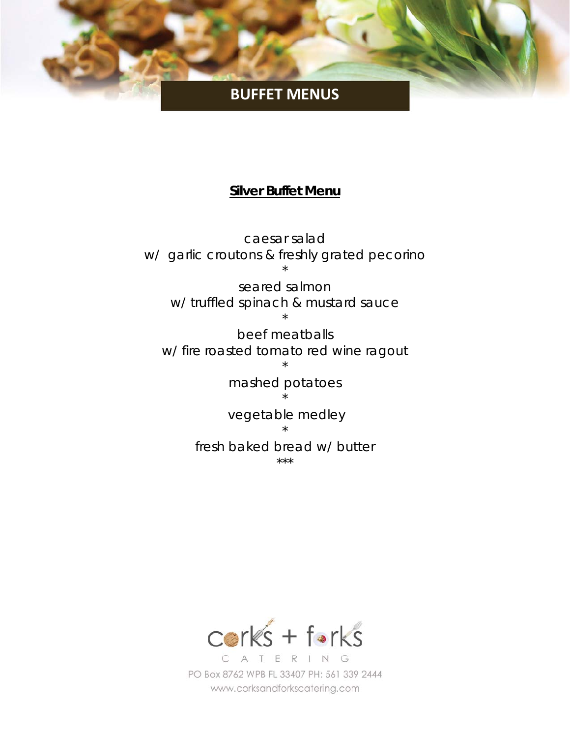# BUFFET MENUS

## <u>Silver Buffet Menu</u>

caesar salad
w/ garlic croutons & freshly grated pecorino

*

seared salmon
w/ truffled spinach & mustard sauce

*

beef meatballs
w/ fire roasted tomato red wine ragout

*

mashed potatoes

*

vegetable medley

*

fresh baked bread w/ butter

***

corks + forks
CATERING
PO Box 8762 WPB FL 33407 PH: 561 339 2444
www.corksandforkscatering.com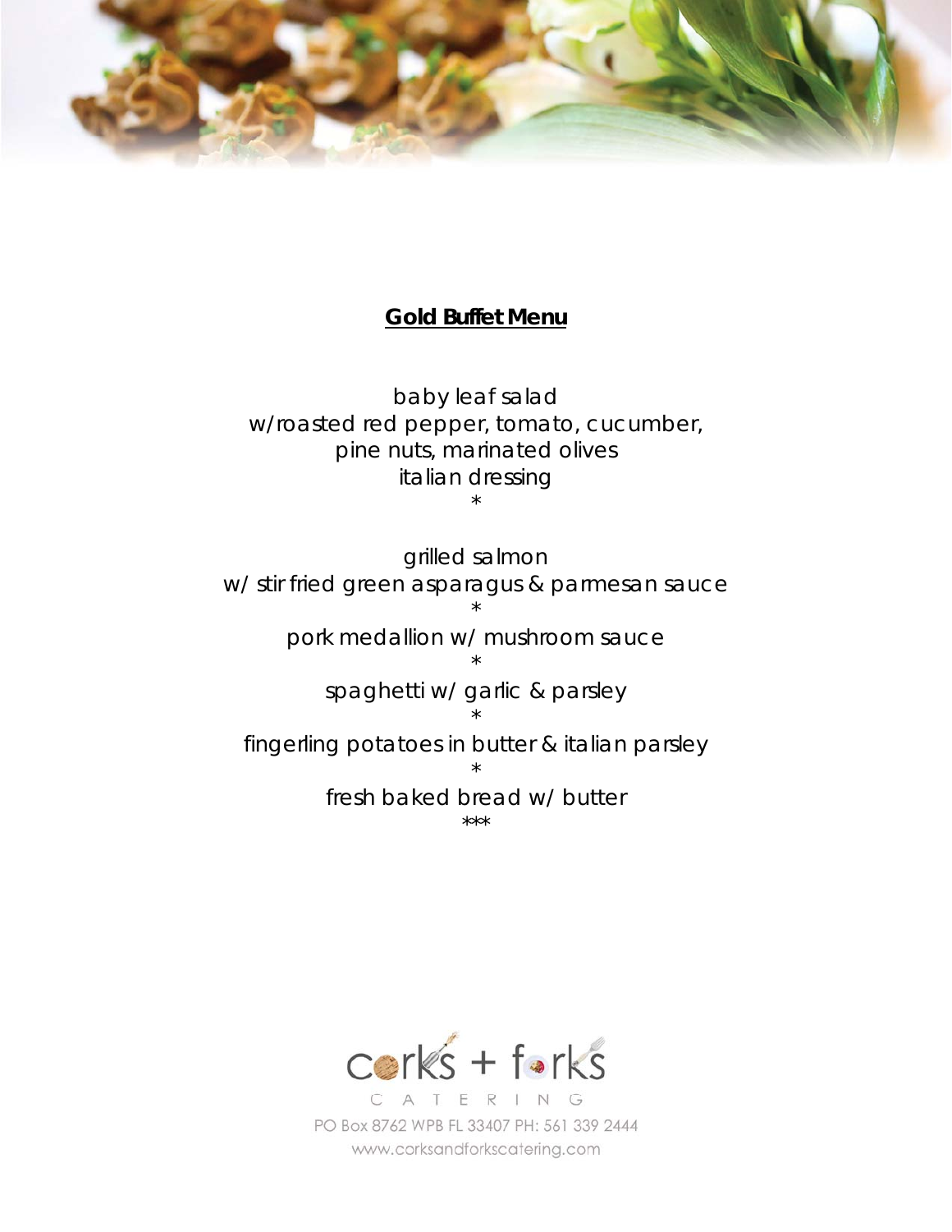## **Gold Buffet Menu**

baby leaf salad
w/roasted red pepper, tomato, cucumber,
pine nuts, marinated olives
italian dressing
*

grilled salmon
w/ stir fried green asparagus & parmesan sauce
*
pork medallion w/ mushroom sauce
*
spaghetti w/ garlic & parsley
*
fingerling potatoes in butter & italian parsley
*
fresh baked bread w/ butter
***

corks + forks
CATERING
PO Box 8762 WPB FL 33407 PH: 561 339 2444
www.corksandforkscatering.com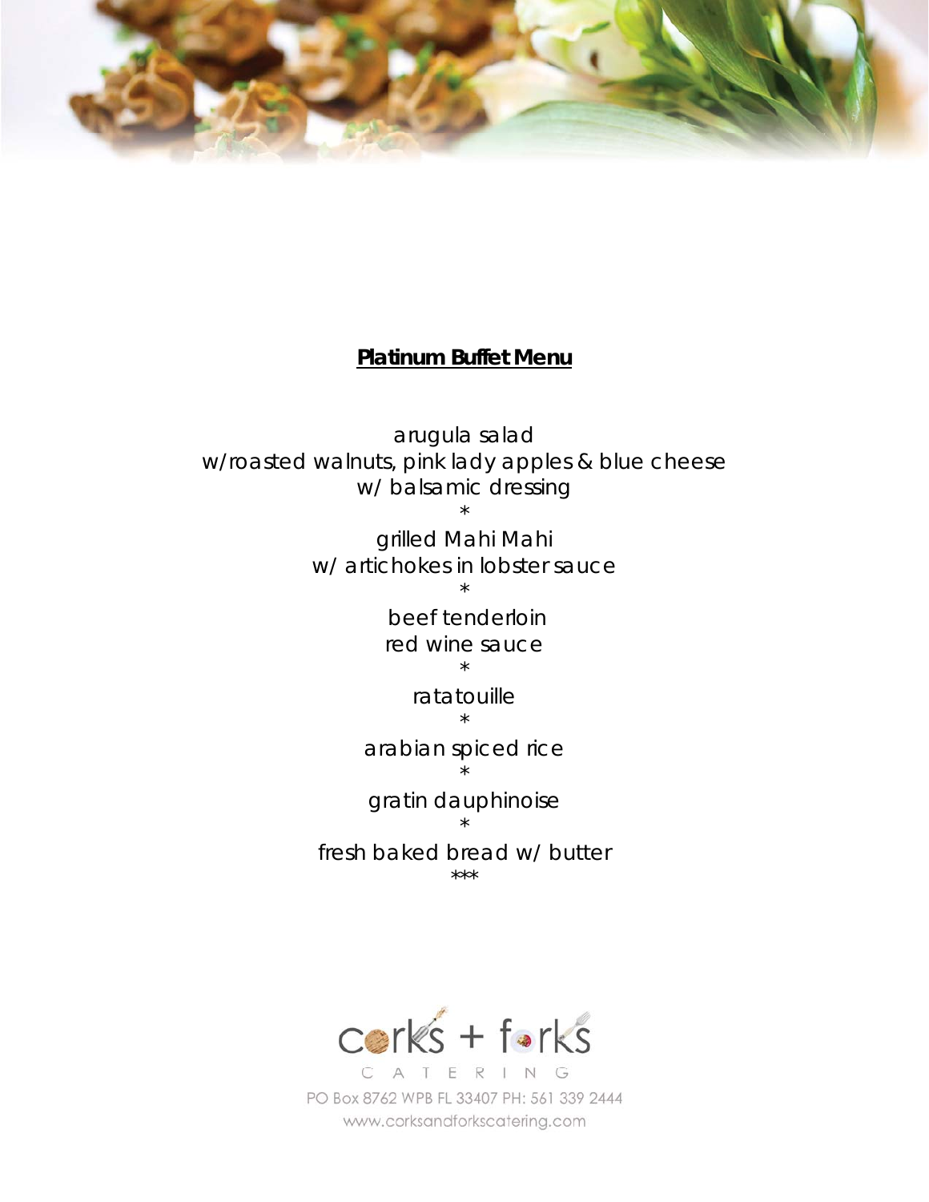## Platinum Buffet Menu

arugula salad
w/roasted walnuts, pink lady apples & blue cheese
w/ balsamic dressing

*

grilled Mahi Mahi
w/ artichokes in lobster sauce

*

beef tenderloin
red wine sauce

*

ratatouille

*

arabian spiced rice

*

gratin dauphinoise

*

fresh baked bread w/ butter

***

corks + forks
CATERING
PO Box 8762 WPB FL 33407 PH: 561 339 2444
www.corksandforkscatering.com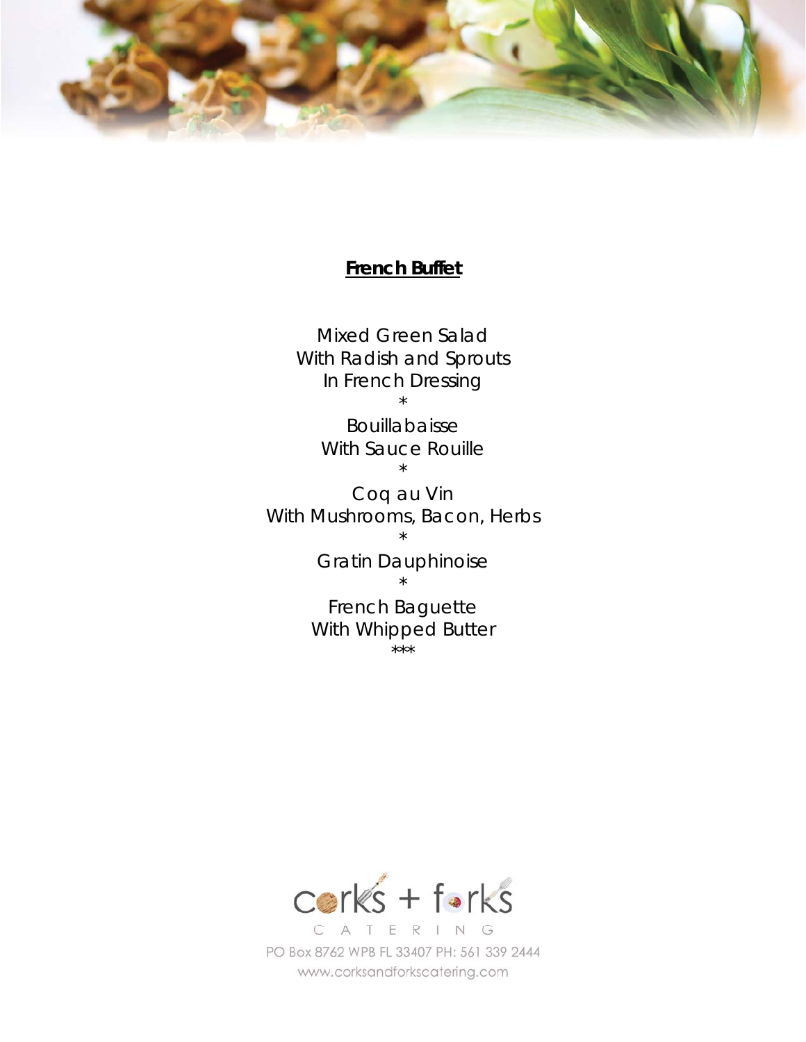**French Buffet**

Mixed Green Salad
With Radish and Sprouts
In French Dressing
*
Bouillabaisse
With Sauce Rouille
*
Coq au Vin
With Mushrooms, Bacon, Herbs
*
Gratin Dauphinoise
*
French Baguette
With Whipped Butter
***

corks + forks
CATERING
PO Box 8762 WPB FL 33407 PH: 561 339 2444
www.corksandforkscatering.com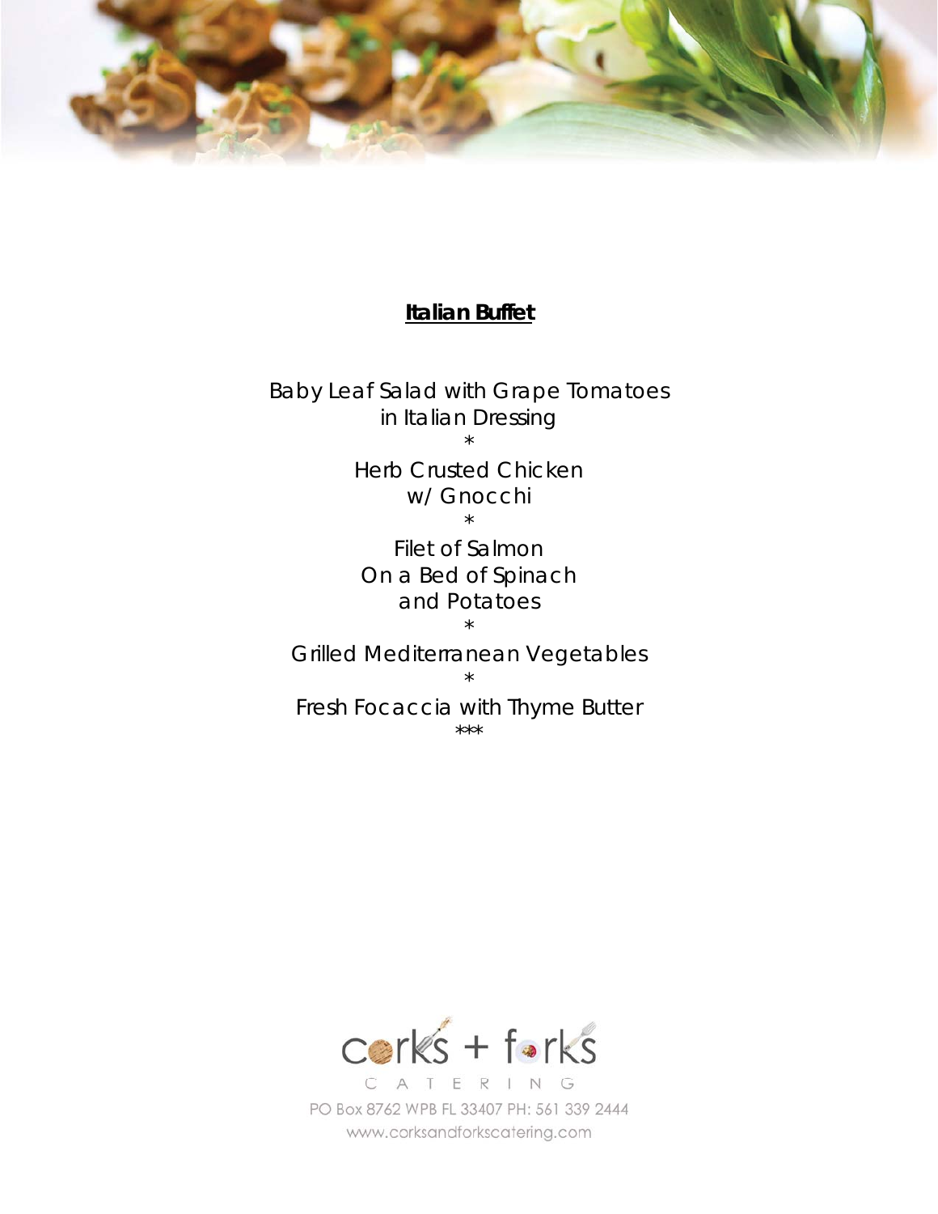## Italian Buffet

Baby Leaf Salad with Grape Tomatoes
in Italian Dressing
*
Herb Crusted Chicken
w/ Gnocchi
*
Filet of Salmon
On a Bed of Spinach
and Potatoes
*
Grilled Mediterranean Vegetables
*
Fresh Focaccia with Thyme Butter
***

corks + forks
CATERING
PO Box 8762 WPB FL 33407 PH: 561 339 2444
www.corksandforkscatering.com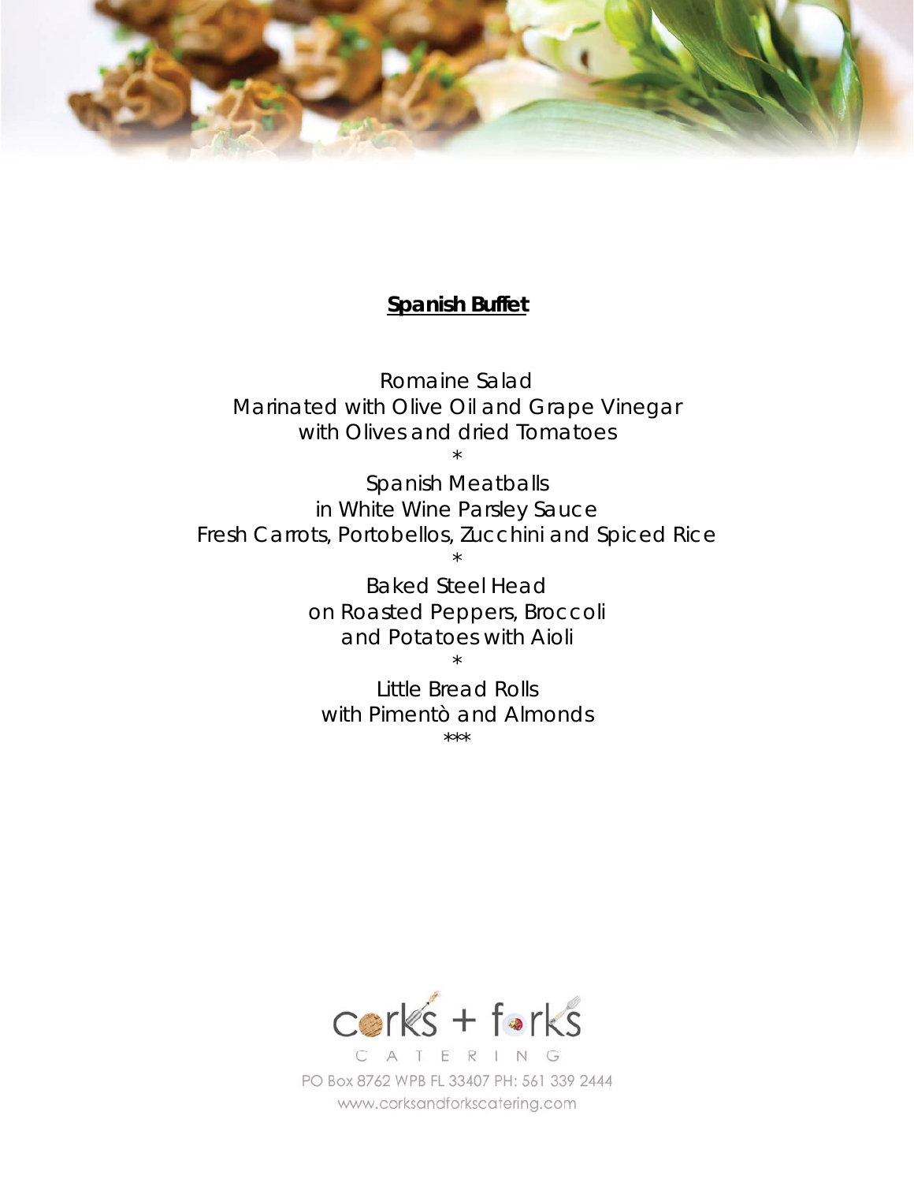## Spanish Buffet

Romaine Salad
Marinated with Olive Oil and Grape Vinegar
with Olives and dried Tomatoes

*

Spanish Meatballs
in White Wine Parsley Sauce
Fresh Carrots, Portobellos, Zucchini and Spiced Rice

*

Baked Steel Head
on Roasted Peppers, Broccoli
and Potatoes with Aioli

*

Little Bread Rolls
with Pimentò and Almonds

***

corks + forks
CATERING

PO Box 8762 WPB FL 33407 PH: 561 339 2444
www.corksandforkscatering.com